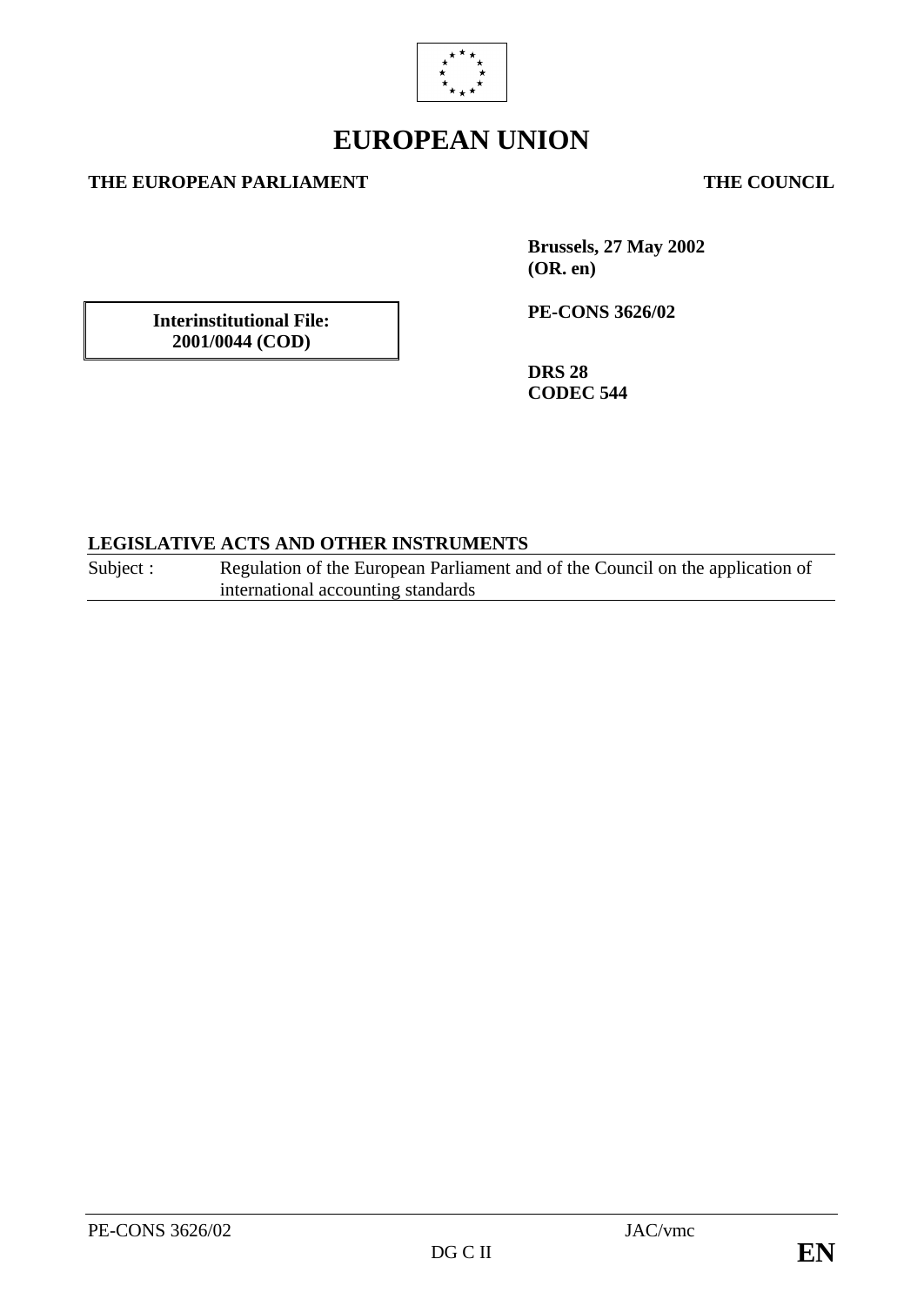# EUROPEAN UNION

**THE EUROPEAN PARLIAMENT** **THE COUNCIL**

**Brussels, 27 May 2002**
**(OR. en)**

**Interinstitutional File:**
**2001/0044 (COD)**

**PE-CONS 3626/02**

**DRS 28**
**CODEC 544**

**LEGISLATIVE ACTS AND OTHER INSTRUMENTS**

Subject : Regulation of the European Parliament and of the Council on the application of international accounting standards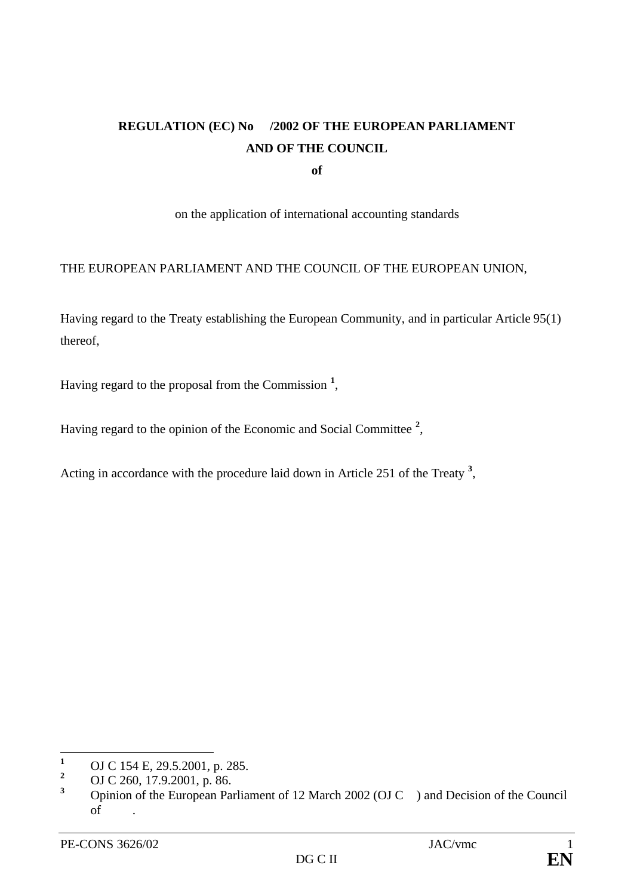**REGULATION (EC) No /2002 OF THE EUROPEAN PARLIAMENT AND OF THE COUNCIL**

**of**

on the application of international accounting standards

THE EUROPEAN PARLIAMENT AND THE COUNCIL OF THE EUROPEAN UNION,

Having regard to the Treaty establishing the European Community, and in particular Article 95(1) thereof,

Having regard to the proposal from the Commission [1],

Having regard to the opinion of the Economic and Social Committee [2],

Acting in accordance with the procedure laid down in Article 251 of the Treaty [3],

---

[1] OJ C 154 E, 29.5.2001, p. 285.

[2] OJ C 260, 17.9.2001, p. 86.

[3] Opinion of the European Parliament of 12 March 2002 (OJ C ) and Decision of the Council of .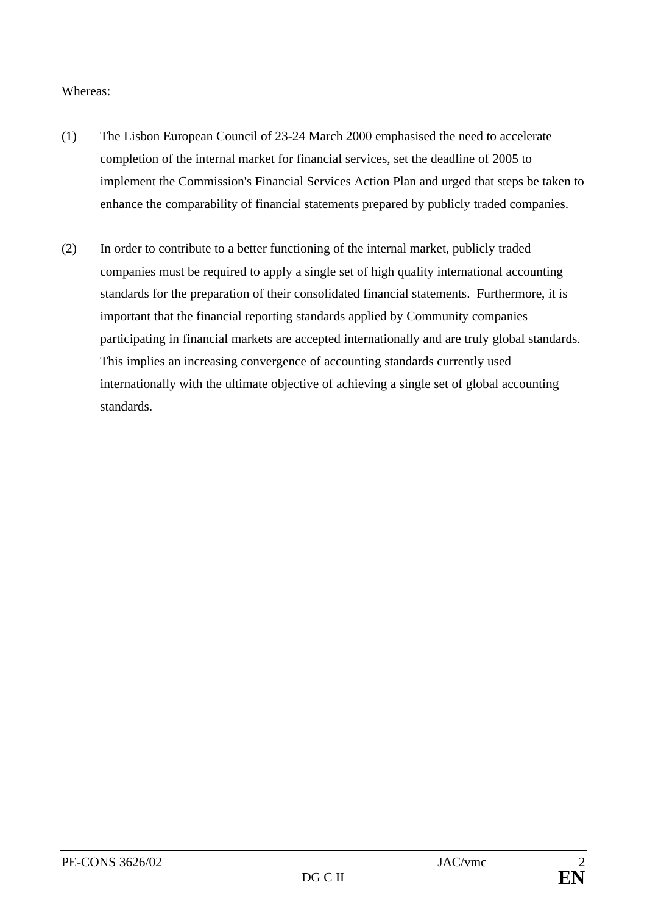Whereas:

(1) The Lisbon European Council of 23-24 March 2000 emphasised the need to accelerate completion of the internal market for financial services, set the deadline of 2005 to implement the Commission's Financial Services Action Plan and urged that steps be taken to enhance the comparability of financial statements prepared by publicly traded companies.

(2) In order to contribute to a better functioning of the internal market, publicly traded companies must be required to apply a single set of high quality international accounting standards for the preparation of their consolidated financial statements. Furthermore, it is important that the financial reporting standards applied by Community companies participating in financial markets are accepted internationally and are truly global standards. This implies an increasing convergence of accounting standards currently used internationally with the ultimate objective of achieving a single set of global accounting standards.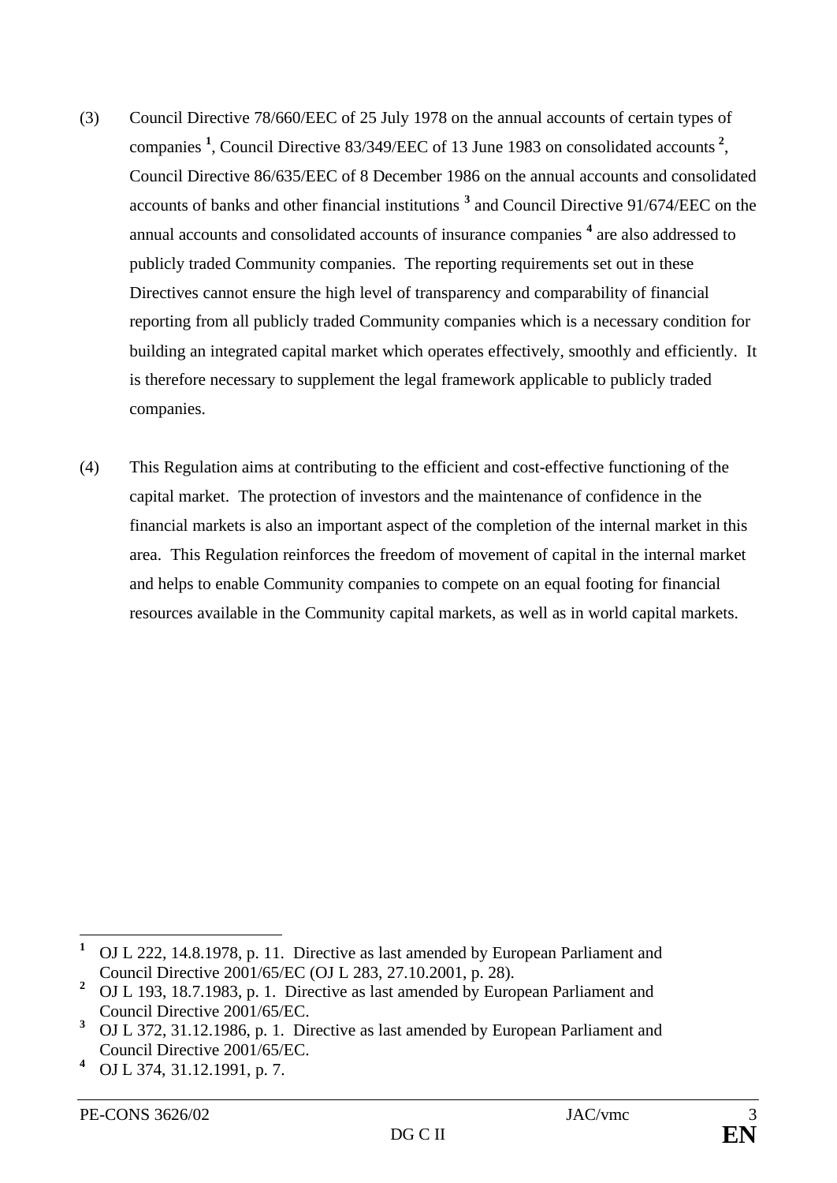(3) Council Directive 78/660/EEC of 25 July 1978 on the annual accounts of certain types of companies [1], Council Directive 83/349/EEC of 13 June 1983 on consolidated accounts [2], Council Directive 86/635/EEC of 8 December 1986 on the annual accounts and consolidated accounts of banks and other financial institutions [3] and Council Directive 91/674/EEC on the annual accounts and consolidated accounts of insurance companies [4] are also addressed to publicly traded Community companies. The reporting requirements set out in these Directives cannot ensure the high level of transparency and comparability of financial reporting from all publicly traded Community companies which is a necessary condition for building an integrated capital market which operates effectively, smoothly and efficiently. It is therefore necessary to supplement the legal framework applicable to publicly traded companies.

(4) This Regulation aims at contributing to the efficient and cost-effective functioning of the capital market. The protection of investors and the maintenance of confidence in the financial markets is also an important aspect of the completion of the internal market in this area. This Regulation reinforces the freedom of movement of capital in the internal market and helps to enable Community companies to compete on an equal footing for financial resources available in the Community capital markets, as well as in world capital markets.

---

[1] OJ L 222, 14.8.1978, p. 11. Directive as last amended by European Parliament and Council Directive 2001/65/EC (OJ L 283, 27.10.2001, p. 28).

[2] OJ L 193, 18.7.1983, p. 1. Directive as last amended by European Parliament and Council Directive 2001/65/EC.

[3] OJ L 372, 31.12.1986, p. 1. Directive as last amended by European Parliament and Council Directive 2001/65/EC.

[4] OJ L 374, 31.12.1991, p. 7.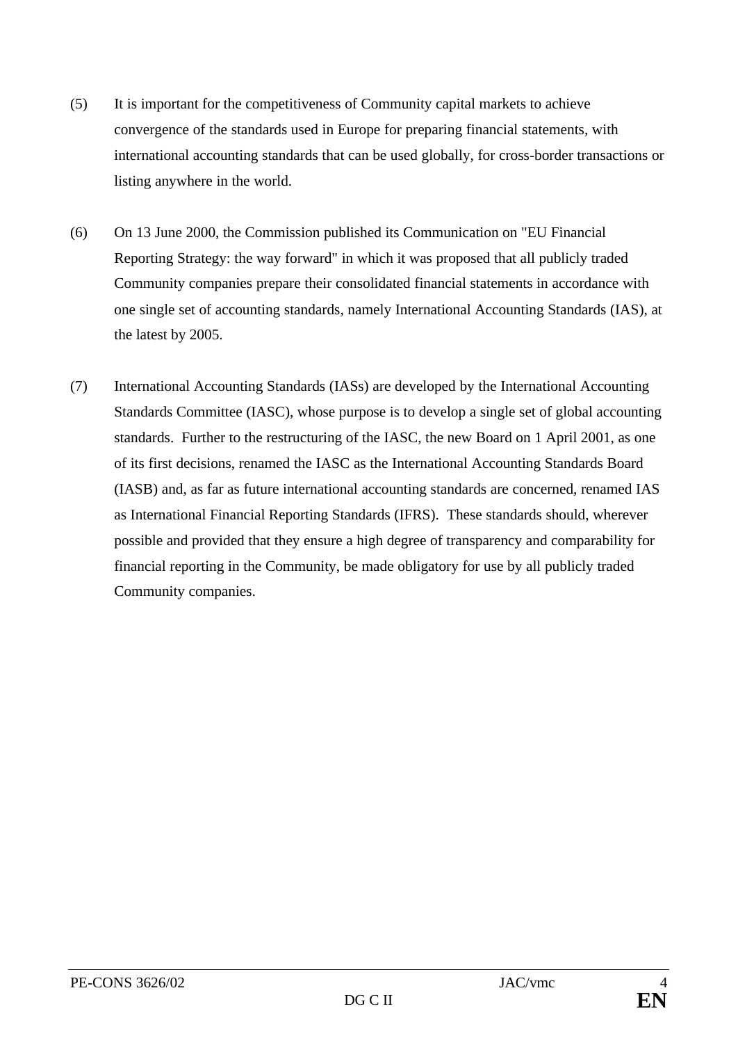(5) It is important for the competitiveness of Community capital markets to achieve convergence of the standards used in Europe for preparing financial statements, with international accounting standards that can be used globally, for cross-border transactions or listing anywhere in the world.

(6) On 13 June 2000, the Commission published its Communication on "EU Financial Reporting Strategy: the way forward" in which it was proposed that all publicly traded Community companies prepare their consolidated financial statements in accordance with one single set of accounting standards, namely International Accounting Standards (IAS), at the latest by 2005.

(7) International Accounting Standards (IASs) are developed by the International Accounting Standards Committee (IASC), whose purpose is to develop a single set of global accounting standards. Further to the restructuring of the IASC, the new Board on 1 April 2001, as one of its first decisions, renamed the IASC as the International Accounting Standards Board (IASB) and, as far as future international accounting standards are concerned, renamed IAS as International Financial Reporting Standards (IFRS). These standards should, wherever possible and provided that they ensure a high degree of transparency and comparability for financial reporting in the Community, be made obligatory for use by all publicly traded Community companies.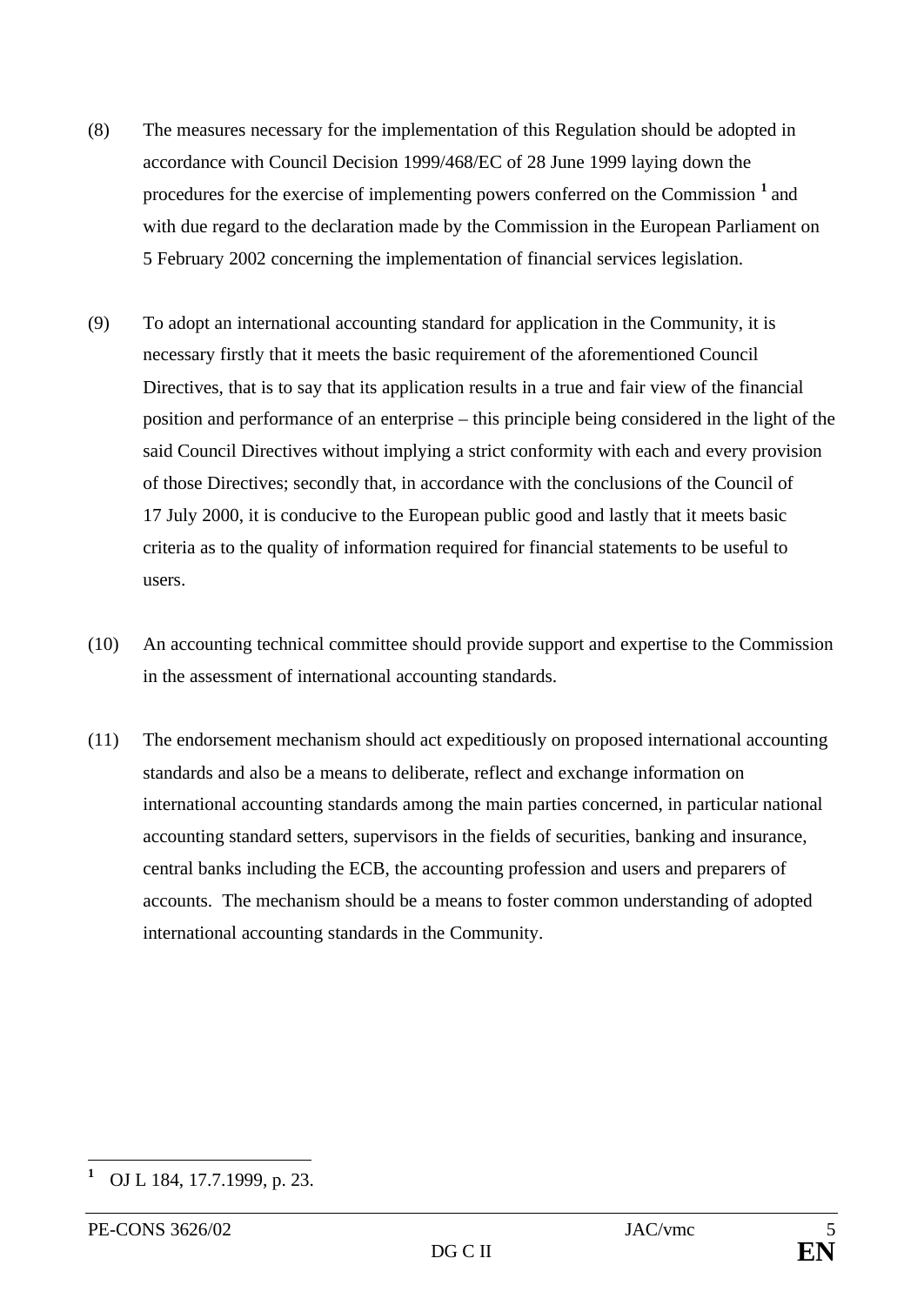(8) The measures necessary for the implementation of this Regulation should be adopted in accordance with Council Decision 1999/468/EC of 28 June 1999 laying down the procedures for the exercise of implementing powers conferred on the Commission [1] and with due regard to the declaration made by the Commission in the European Parliament on 5 February 2002 concerning the implementation of financial services legislation.

(9) To adopt an international accounting standard for application in the Community, it is necessary firstly that it meets the basic requirement of the aforementioned Council Directives, that is to say that its application results in a true and fair view of the financial position and performance of an enterprise – this principle being considered in the light of the said Council Directives without implying a strict conformity with each and every provision of those Directives; secondly that, in accordance with the conclusions of the Council of 17 July 2000, it is conducive to the European public good and lastly that it meets basic criteria as to the quality of information required for financial statements to be useful to users.

(10) An accounting technical committee should provide support and expertise to the Commission in the assessment of international accounting standards.

(11) The endorsement mechanism should act expeditiously on proposed international accounting standards and also be a means to deliberate, reflect and exchange information on international accounting standards among the main parties concerned, in particular national accounting standard setters, supervisors in the fields of securities, banking and insurance, central banks including the ECB, the accounting profession and users and preparers of accounts. The mechanism should be a means to foster common understanding of adopted international accounting standards in the Community.

[1] OJ L 184, 17.7.1999, p. 23.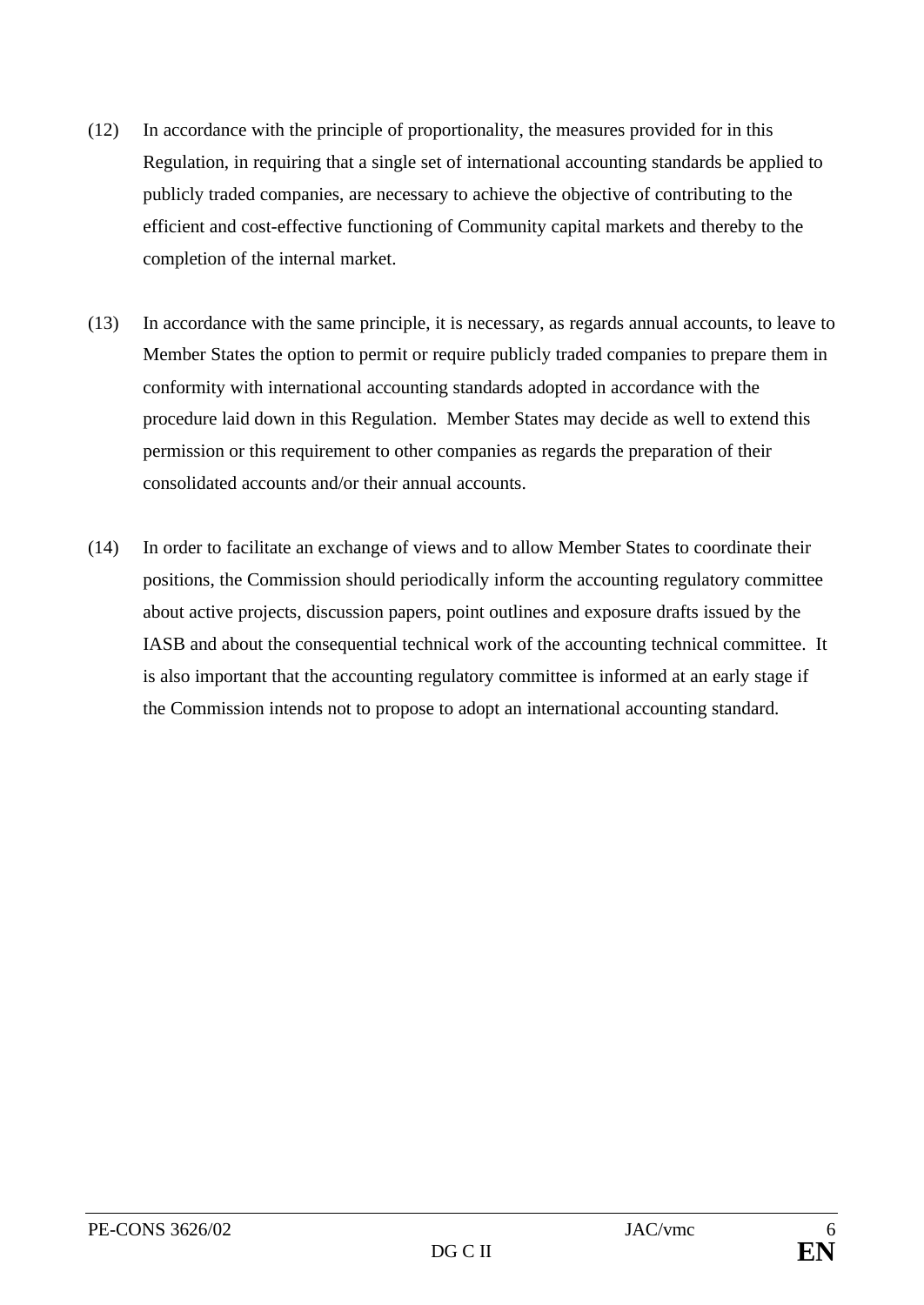(12) In accordance with the principle of proportionality, the measures provided for in this Regulation, in requiring that a single set of international accounting standards be applied to publicly traded companies, are necessary to achieve the objective of contributing to the efficient and cost-effective functioning of Community capital markets and thereby to the completion of the internal market.

(13) In accordance with the same principle, it is necessary, as regards annual accounts, to leave to Member States the option to permit or require publicly traded companies to prepare them in conformity with international accounting standards adopted in accordance with the procedure laid down in this Regulation. Member States may decide as well to extend this permission or this requirement to other companies as regards the preparation of their consolidated accounts and/or their annual accounts.

(14) In order to facilitate an exchange of views and to allow Member States to coordinate their positions, the Commission should periodically inform the accounting regulatory committee about active projects, discussion papers, point outlines and exposure drafts issued by the IASB and about the consequential technical work of the accounting technical committee. It is also important that the accounting regulatory committee is informed at an early stage if the Commission intends not to propose to adopt an international accounting standard.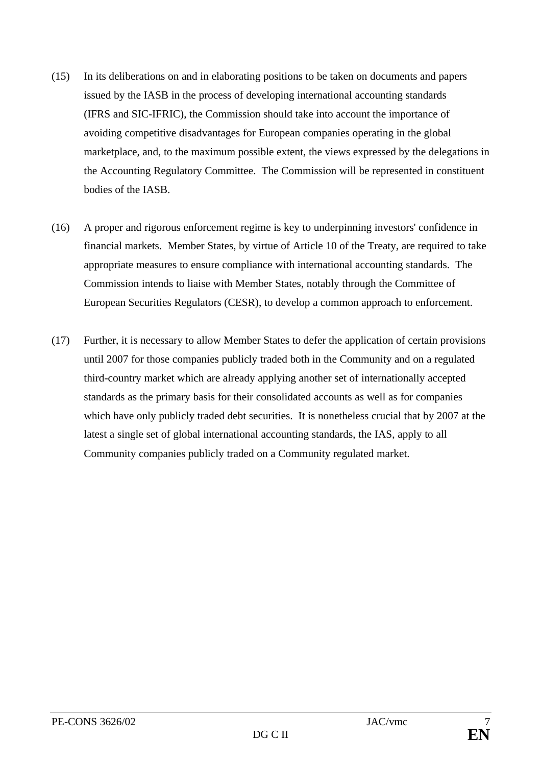(15) In its deliberations on and in elaborating positions to be taken on documents and papers issued by the IASB in the process of developing international accounting standards (IFRS and SIC-IFRIC), the Commission should take into account the importance of avoiding competitive disadvantages for European companies operating in the global marketplace, and, to the maximum possible extent, the views expressed by the delegations in the Accounting Regulatory Committee. The Commission will be represented in constituent bodies of the IASB.

(16) A proper and rigorous enforcement regime is key to underpinning investors' confidence in financial markets. Member States, by virtue of Article 10 of the Treaty, are required to take appropriate measures to ensure compliance with international accounting standards. The Commission intends to liaise with Member States, notably through the Committee of European Securities Regulators (CESR), to develop a common approach to enforcement.

(17) Further, it is necessary to allow Member States to defer the application of certain provisions until 2007 for those companies publicly traded both in the Community and on a regulated third-country market which are already applying another set of internationally accepted standards as the primary basis for their consolidated accounts as well as for companies which have only publicly traded debt securities. It is nonetheless crucial that by 2007 at the latest a single set of global international accounting standards, the IAS, apply to all Community companies publicly traded on a Community regulated market.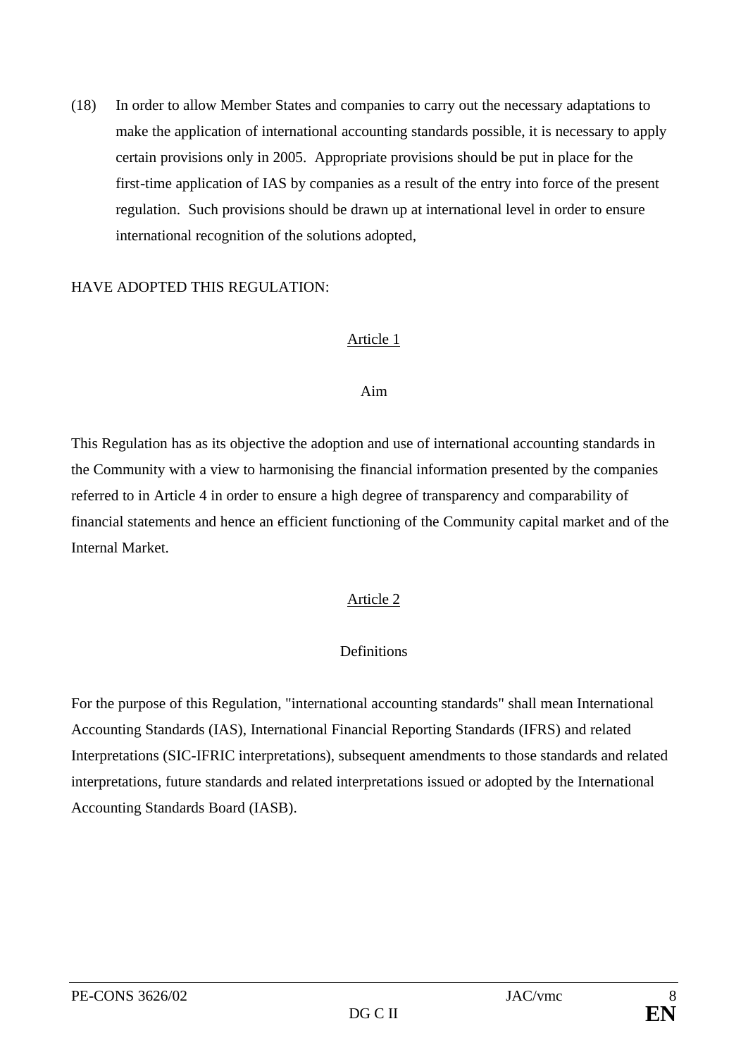(18) In order to allow Member States and companies to carry out the necessary adaptations to make the application of international accounting standards possible, it is necessary to apply certain provisions only in 2005. Appropriate provisions should be put in place for the first-time application of IAS by companies as a result of the entry into force of the present regulation. Such provisions should be drawn up at international level in order to ensure international recognition of the solutions adopted,

HAVE ADOPTED THIS REGULATION:

## Article 1

### Aim

This Regulation has as its objective the adoption and use of international accounting standards in the Community with a view to harmonising the financial information presented by the companies referred to in Article 4 in order to ensure a high degree of transparency and comparability of financial statements and hence an efficient functioning of the Community capital market and of the Internal Market.

## Article 2

### Definitions

For the purpose of this Regulation, "international accounting standards" shall mean International Accounting Standards (IAS), International Financial Reporting Standards (IFRS) and related Interpretations (SIC-IFRIC interpretations), subsequent amendments to those standards and related interpretations, future standards and related interpretations issued or adopted by the International Accounting Standards Board (IASB).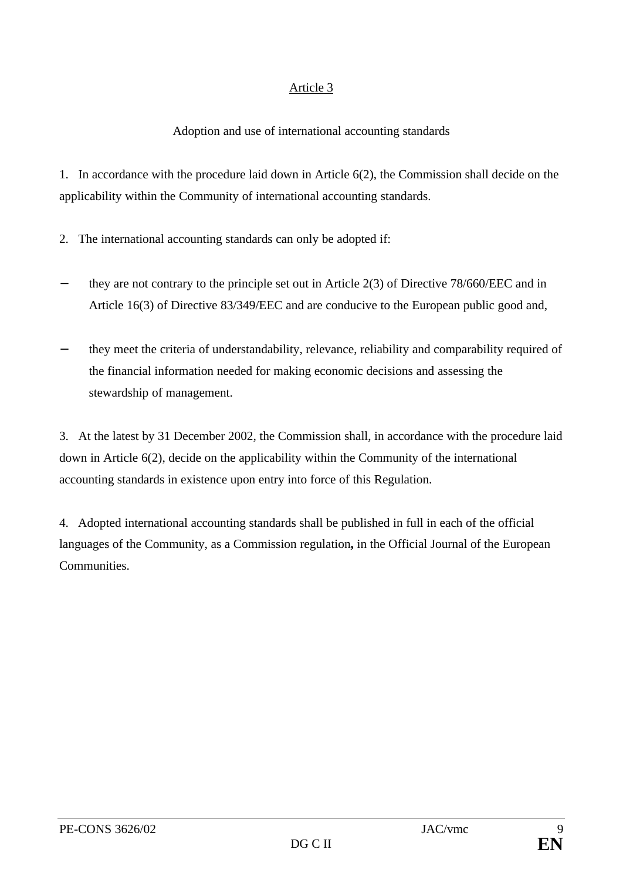## Article 3

### Adoption and use of international accounting standards

1. In accordance with the procedure laid down in Article 6(2), the Commission shall decide on the applicability within the Community of international accounting standards.

2. The international accounting standards can only be adopted if:

- they are not contrary to the principle set out in Article 2(3) of Directive 78/660/EEC and in Article 16(3) of Directive 83/349/EEC and are conducive to the European public good and,

- they meet the criteria of understandability, relevance, reliability and comparability required of the financial information needed for making economic decisions and assessing the stewardship of management.

3. At the latest by 31 December 2002, the Commission shall, in accordance with the procedure laid down in Article 6(2), decide on the applicability within the Community of the international accounting standards in existence upon entry into force of this Regulation.

4. Adopted international accounting standards shall be published in full in each of the official languages of the Community, as a Commission regulation**,** in the Official Journal of the European Communities.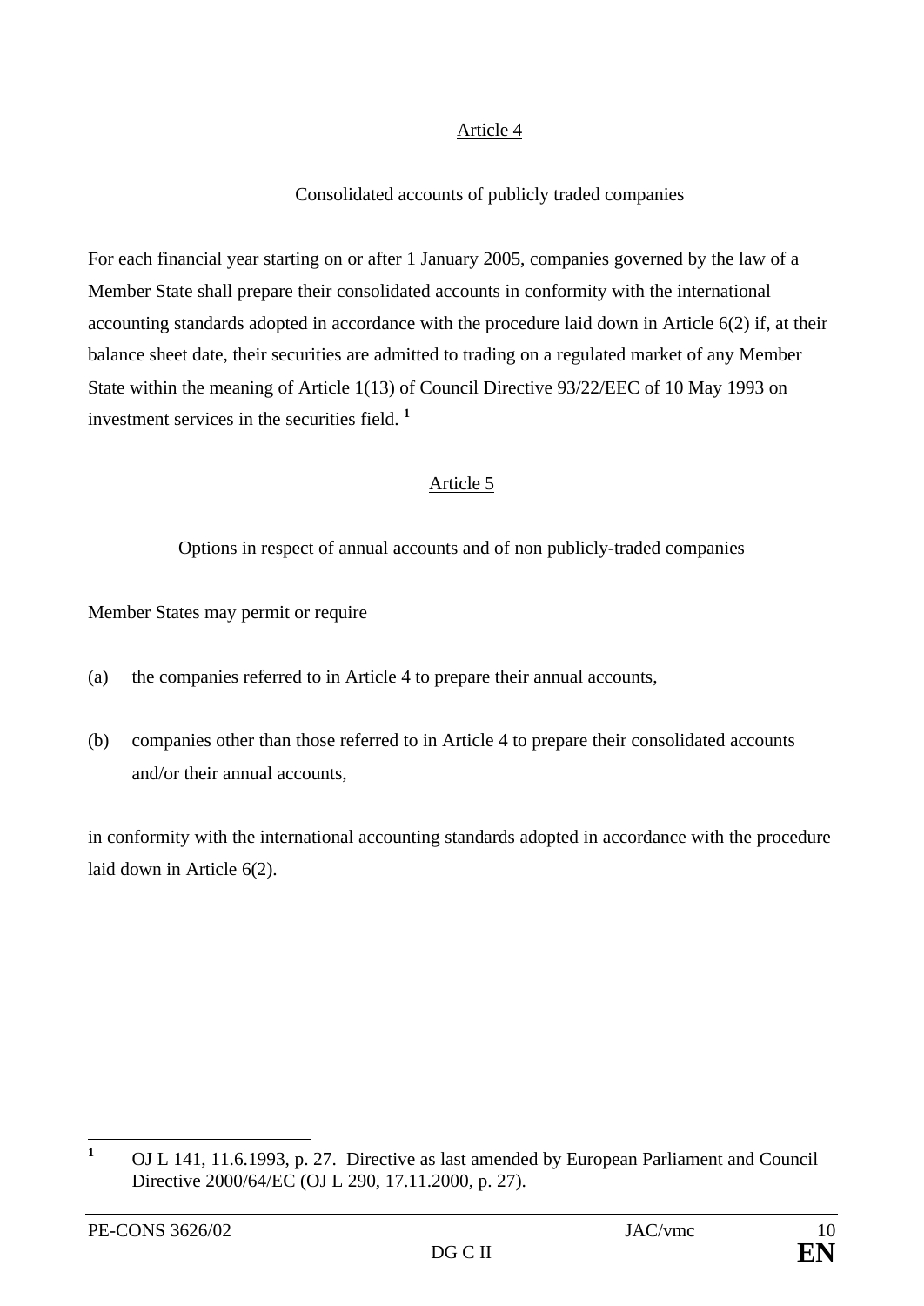## Article 4

### Consolidated accounts of publicly traded companies

For each financial year starting on or after 1 January 2005, companies governed by the law of a Member State shall prepare their consolidated accounts in conformity with the international accounting standards adopted in accordance with the procedure laid down in Article 6(2) if, at their balance sheet date, their securities are admitted to trading on a regulated market of any Member State within the meaning of Article 1(13) of Council Directive 93/22/EEC of 10 May 1993 on investment services in the securities field. [1]

## Article 5

### Options in respect of annual accounts and of non publicly-traded companies

Member States may permit or require

(a) the companies referred to in Article 4 to prepare their annual accounts,

(b) companies other than those referred to in Article 4 to prepare their consolidated accounts and/or their annual accounts,

in conformity with the international accounting standards adopted in accordance with the procedure laid down in Article 6(2).

---

[1] OJ L 141, 11.6.1993, p. 27. Directive as last amended by European Parliament and Council Directive 2000/64/EC (OJ L 290, 17.11.2000, p. 27).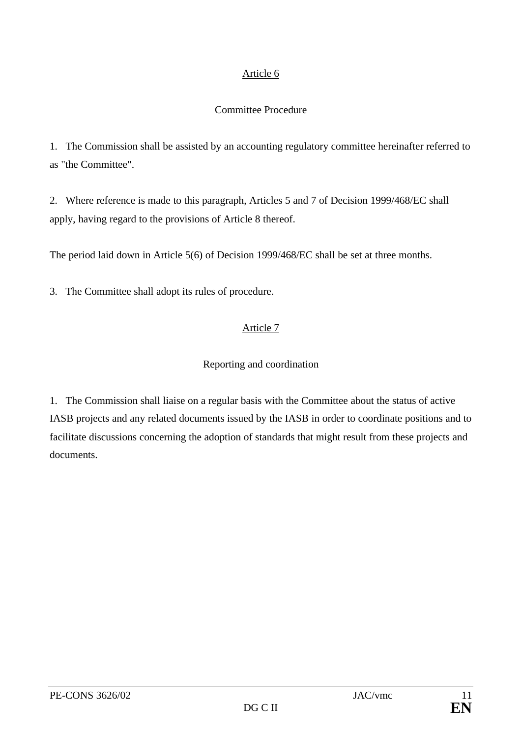## Article 6

### Committee Procedure

1. The Commission shall be assisted by an accounting regulatory committee hereinafter referred to as "the Committee".

2. Where reference is made to this paragraph, Articles 5 and 7 of Decision 1999/468/EC shall apply, having regard to the provisions of Article 8 thereof.

The period laid down in Article 5(6) of Decision 1999/468/EC shall be set at three months.

3. The Committee shall adopt its rules of procedure.

## Article 7

### Reporting and coordination

1. The Commission shall liaise on a regular basis with the Committee about the status of active IASB projects and any related documents issued by the IASB in order to coordinate positions and to facilitate discussions concerning the adoption of standards that might result from these projects and documents.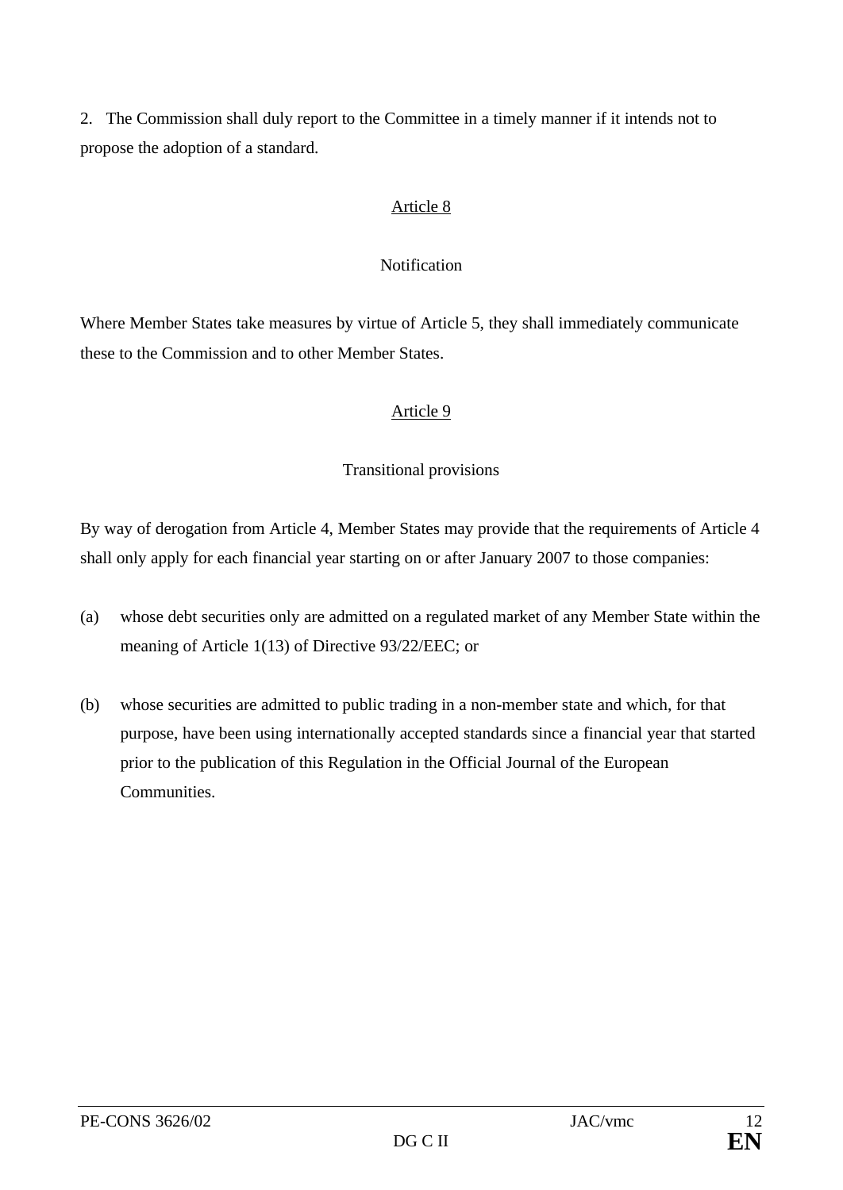2. The Commission shall duly report to the Committee in a timely manner if it intends not to propose the adoption of a standard.

Article 8

Notification

Where Member States take measures by virtue of Article 5, they shall immediately communicate these to the Commission and to other Member States.

Article 9

Transitional provisions

By way of derogation from Article 4, Member States may provide that the requirements of Article 4 shall only apply for each financial year starting on or after January 2007 to those companies:

(a) whose debt securities only are admitted on a regulated market of any Member State within the meaning of Article 1(13) of Directive 93/22/EEC; or

(b) whose securities are admitted to public trading in a non-member state and which, for that purpose, have been using internationally accepted standards since a financial year that started prior to the publication of this Regulation in the Official Journal of the European Communities.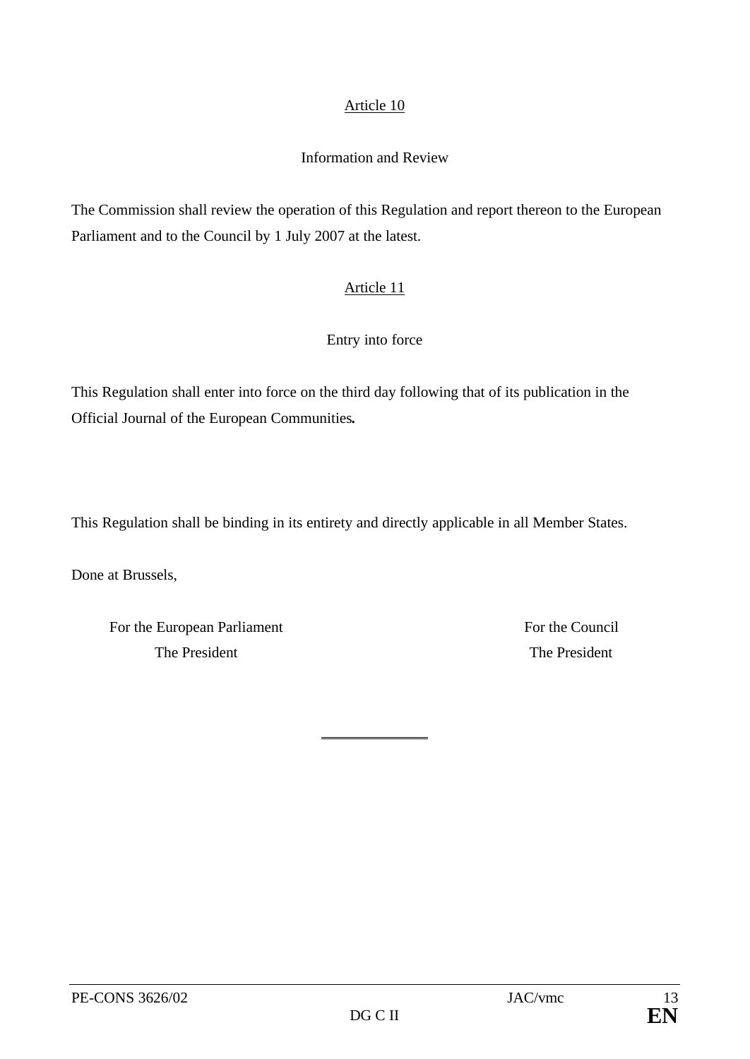## Article 10

### Information and Review

The Commission shall review the operation of this Regulation and report thereon to the European Parliament and to the Council by 1 July 2007 at the latest.

## Article 11

### Entry into force

This Regulation shall enter into force on the third day following that of its publication in the Official Journal of the European Communities**.**

This Regulation shall be binding in its entirety and directly applicable in all Member States.

Done at Brussels,

| | |
|---|---|
| For the European Parliament | For the Council |
| The President | The President |